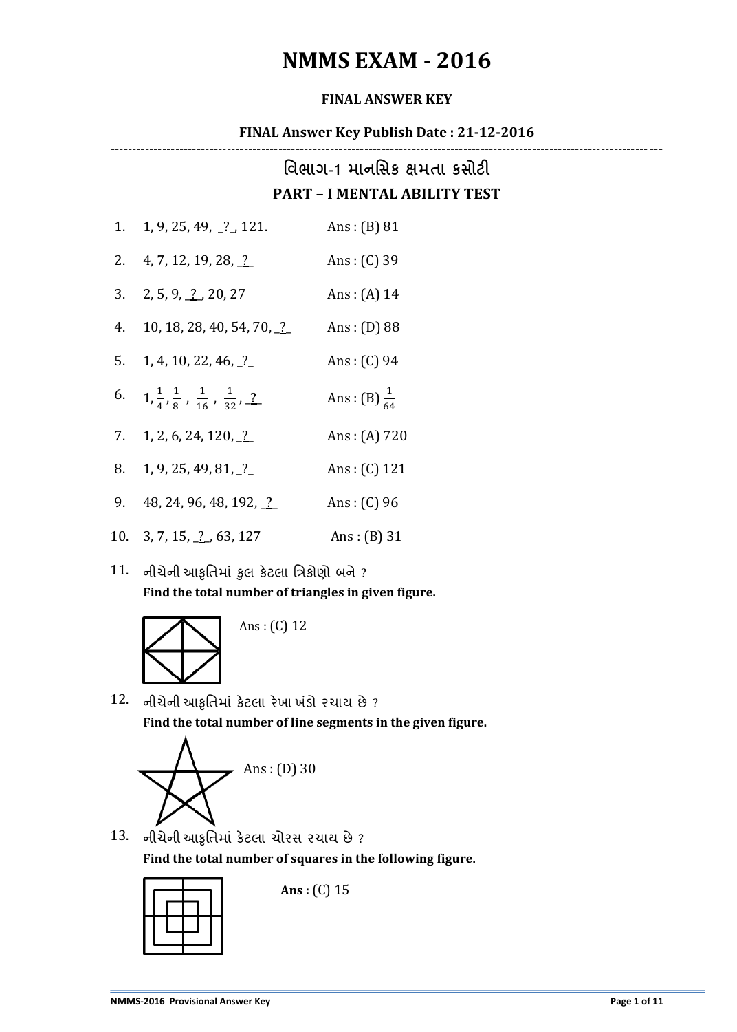# NMMS EXAM - 2016

**FINAL ANSWER KEY**

**FINAL Answer Key Publish Date : 21-12-2016**

---

## વિભાગ-1 માનસિક ક્ષમતા કસોટી

## PART – I MENTAL ABILITY TEST

1. 1, 9, 25, 49, _?_, 121. Ans : (B) 81

2. 4, 7, 12, 19, 28, _?_ Ans : (C) 39

3. 2, 5, 9, _?_, 20, 27 Ans : (A) 14

4. 10, 18, 28, 40, 54, 70, _?_ Ans : (D) 88

5. 1, 4, 10, 22, 46, _?_ Ans : (C) 94

6. $1, \frac{1}{4}, \frac{1}{8}, \frac{1}{16}, \frac{1}{32}$, _?_ Ans : (B) $\frac{1}{64}$

7. 1, 2, 6, 24, 120, _?_ Ans : (A) 720

8. 1, 9, 25, 49, 81, _?_ Ans : (C) 121

9. 48, 24, 96, 48, 192, _?_ Ans : (C) 96

10. 3, 7, 15, _?_, 63, 127 Ans : (B) 31

11. નીચેની આકૃતિમાં કુલ કેટલા ત્રિકોણો બને ?
    **Find the total number of triangles in given figure.**

    Ans : (C) 12

12. નીચેની આકૃતિમાં કેટલા રેખા ખંડો રચાય છે ?
    **Find the total number of line segments in the given figure.**

    Ans : (D) 30

13. નીચેની આકૃતિમાં કેટલા ચોરસ રચાય છે ?
    **Find the total number of squares in the following figure.**

    **Ans :** (C) 15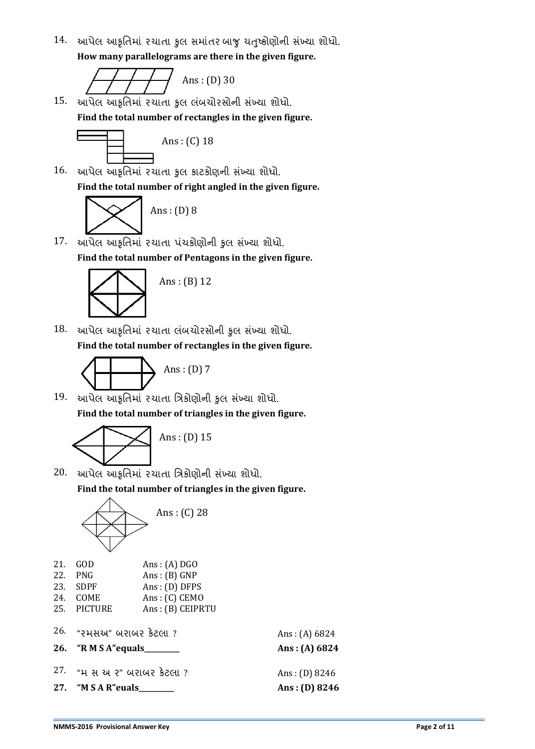14. આપેલ આકૃતિમાં રચાતા કુલ સમાંતર બાજુ ચતુષ્કોણોની સંખ્યા શોધો.
**How many parallelograms are there in the given figure.**

Ans : (D) 30

15. આપેલ આકૃતિમાં રચાતા કુલ લંબચોરસોની સંખ્યા શોધો.
**Find the total number of rectangles in the given figure.**

Ans : (C) 18

16. આપેલ આકૃતિમાં રચાતા કુલ કાટકોણની સંખ્યા શોધો.
**Find the total number of right angled in the given figure.**

Ans : (D) 8

17. આપેલ આકૃતિમાં રચાતા પંચકોણોની કુલ સંખ્યા શોધો.
**Find the total number of Pentagons in the given figure.**

Ans : (B) 12

18. આપેલ આકૃતિમાં રચાતા લંબચોરસોની કુલ સંખ્યા શોધો.
**Find the total number of rectangles in the given figure.**

Ans : (D) 7

19. આપેલ આકૃતિમાં રચાતા ત્રિકોણોની કુલ સંખ્યા શોધો.
**Find the total number of triangles in the given figure.**

Ans : (D) 15

20. આપેલ આકૃતિમાં રચાતા ત્રિકોણોની સંખ્યા શોધો.
**Find the total number of triangles in the given figure.**

Ans : (C) 28

21. GOD Ans : (A) DGO
22. PNG Ans : (B) GNP
23. SDPF Ans : (D) DFPS
24. COME Ans : (C) CEMO
25. PICTURE Ans : (B) CEIPRTU

26. "રમસઅ" બરાબર કેટલા ? Ans : (A) 6824

**26. "R M S A"equals_________ Ans : (A) 6824**

27. "મ સ અ ર" બરાબર કેટલા ? Ans : (D) 8246

**27. "M S A R"euals_________ Ans : (D) 8246**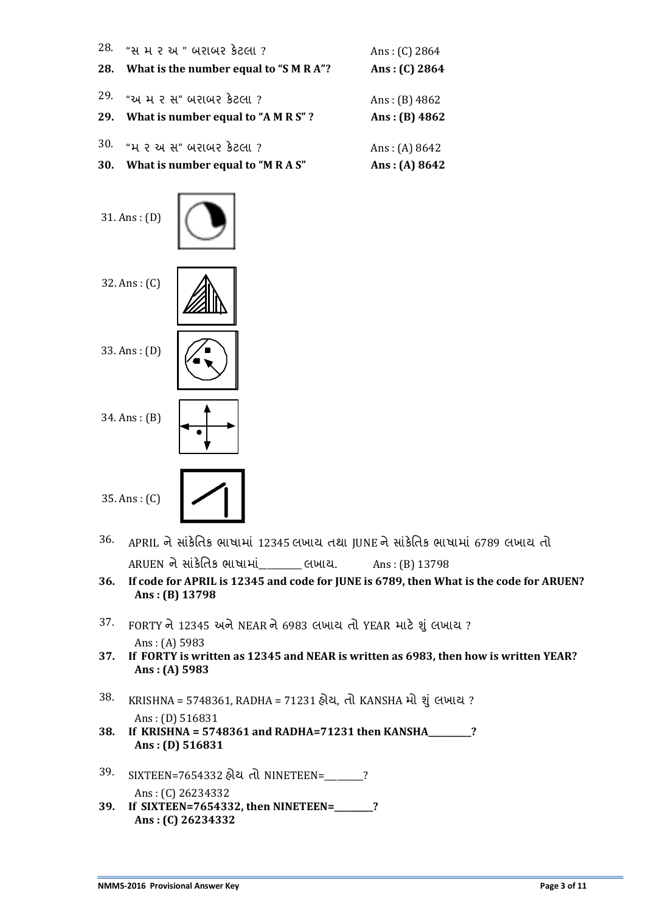28. "સ મ ર અ " બરાબર કેટલા ? Ans : (C) 2864

**28. What is the number equal to "S M R A"? Ans : (C) 2864**

29. "અ મ ર સ" બરાબર કેટલા ? Ans : (B) 4862

**29. What is number equal to "A M R S" ? Ans : (B) 4862**

30. "મ ર અ સ" બરાબર કેટલા ? Ans : (A) 8642

**30. What is number equal to "M R A S" Ans : (A) 8642**

31. Ans : (D)

32. Ans : (C)

33. Ans : (D)

34. Ans : (B)

35. Ans : (C)

36. APRIL ને સાંકેતિક ભાષામાં 12345 લખાય તથા JUNE ને સાંકેતિક ભાષામાં 6789 લખાય તો ARUEN ને સાંકેતિક ભાષામાં________ લખાય. Ans : (B) 13798

**36. If code for APRIL is 12345 and code for JUNE is 6789, then What is the code for ARUEN? Ans : (B) 13798**

37. FORTY ને 12345 અને NEAR ને 6983 લખાય તો YEAR માટે શું લખાય ?
Ans : (A) 5983

**37. If FORTY is written as 12345 and NEAR is written as 6983, then how is written YEAR? Ans : (A) 5983**

38. KRISHNA = 5748361, RADHA = 71231 હોય, તો KANSHA મો શું લખાય ?
Ans : (D) 516831

**38. If KRISHNA = 5748361 and RADHA=71231 then KANSHA_________? Ans : (D) 516831**

39. SIXTEEN=7654332 હોય તો NINETEEN=________?
Ans : (C) 26234332

**39. If SIXTEEN=7654332, then NINETEEN=________? Ans : (C) 26234332**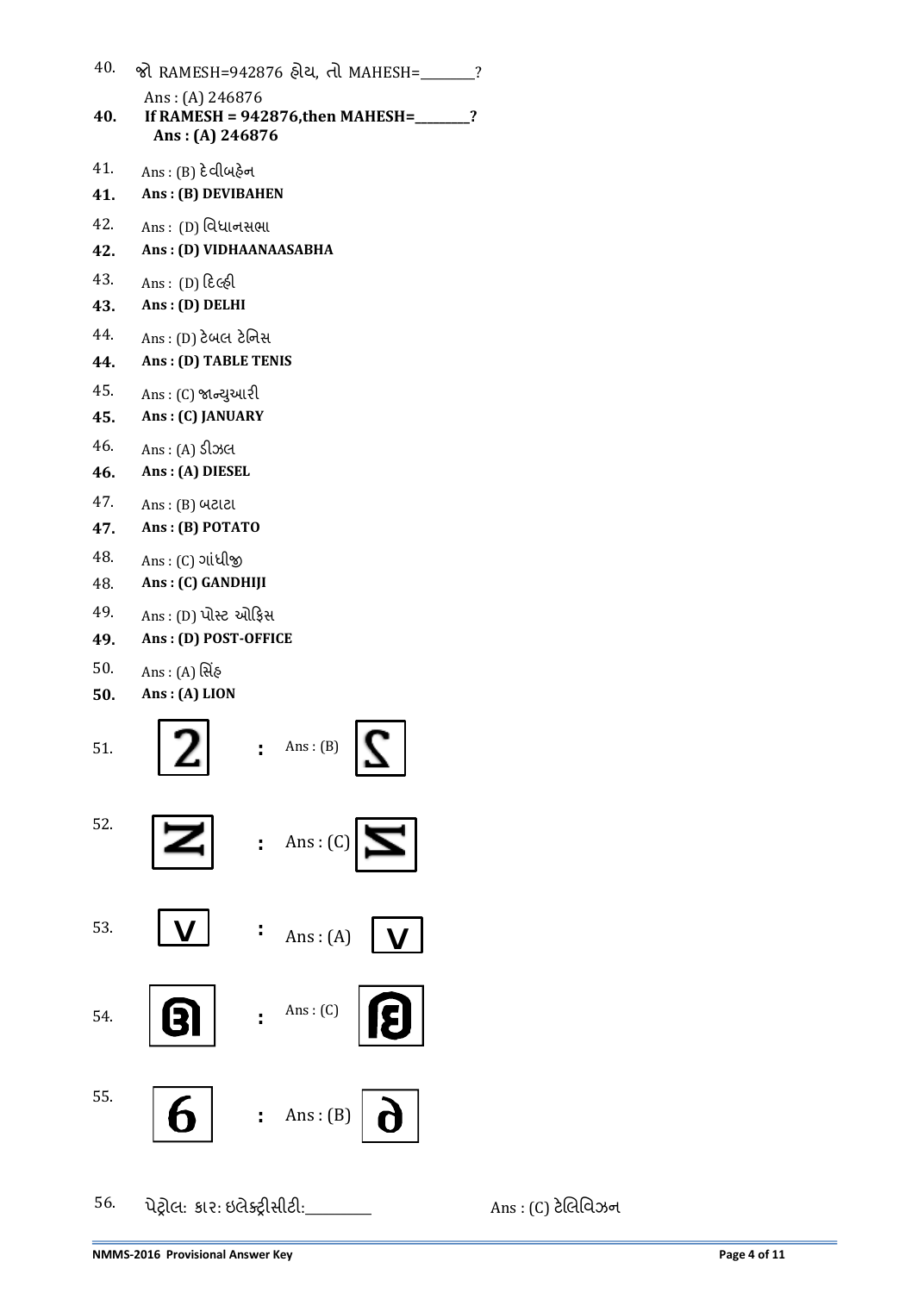40. જો RAMESH=942876 હોય, તો MAHESH=________?

Ans : (A) 246876

**40. If RAMESH = 942876,then MAHESH=________?**

**Ans : (A) 246876**

41. Ans : (B) દેવીબહેન

**41. Ans : (B) DEVIBAHEN**

42. Ans : (D) વિધાનસભા

**42. Ans : (D) VIDHAANAASABHA**

43. Ans : (D) દિલ્હી

**43. Ans : (D) DELHI**

44. Ans : (D) ટેબલ ટેનિસ

**44. Ans : (D) TABLE TENIS**

45. Ans : (C) જાન્યુઆરી

**45. Ans : (C) JANUARY**

46. Ans : (A) ડીઝલ

**46. Ans : (A) DIESEL**

47. Ans : (B) બટાટા

**47. Ans : (B) POTATO**

48. Ans : (C) ગાંધીજી

48. **Ans : (C) GANDHIJI**

49. Ans : (D) પોસ્ટ ઓફિસ

**49. Ans : (D) POST-OFFICE**

50. Ans : (A) સિંહ

**50. Ans : (A) LION**

51. 2 : Ans : (B)

52. : Ans : (C)

53. V : Ans : (A) V

54. : Ans : (C)

55. 6 : Ans : (B)

56. પેટ્રોલ: કાર: ઇલેક્ટ્રીસીટી:_________ Ans : (C) ટેલિવિઝન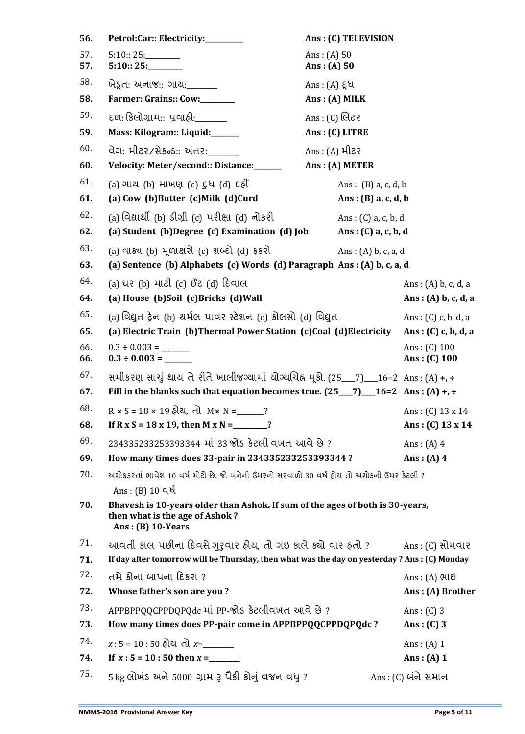56. **Petrol:Car:: Electricity:__________** **Ans : (C) TELEVISION**

57. 5:10:: 25:_________ Ans : (A) 50

57. **5:10:: 25:_________** **Ans : (A) 50**

58. ખેડૂત: અનાજ:: ગાય:_______ Ans : (A) દૂધ

58. **Farmer: Grains:: Cow:_________** **Ans : (A) MILK**

59. દળ: કિલોગ્રામ:: પ્રવાહી:________ Ans : (C) લિટર

59. **Mass: Kilogram:: Liquid:_______** **Ans : (C) LITRE**

60. વેગ: મીટર/સેકન્ડ:: અંતર:________ Ans : (A) મીટર

60. **Velocity: Meter/second:: Distance:_______** **Ans : (A) METER**

61. (a) ગાય (b) માખણ (c) દુધ (d) દહીં Ans : (B) a, c, d, b

61. **(a) Cow (b)Butter (c)Milk (d)Curd** **Ans : (B) a, c, d, b**

62. (a) વિદ્યાર્થી (b) ડીગ્રી (c) પરીક્ષા (d) નોકરી Ans : (C) a, c, b, d

62. **(a) Student (b)Degree (c) Examination (d) Job** **Ans : (C) a, c, b, d**

63. (a) વાક્ય (b) મૂળાક્ષરો (c) શબ્દો (d) ફકરો Ans : (A) b, c, a, d

63. **(a) Sentence (b) Alphabets (c) Words (d) Paragraph** **Ans : (A) b, c, a, d**

64. (a) ઘર (b) માટી (c) ઈંટ (d) દિવાલ Ans : (A) b, c, d, a

64. **(a) House (b)Soil (c)Bricks (d)Wall** **Ans : (A) b, c, d, a**

65. (a) વિદ્યુત ટ્રેન (b) થર્મલ પાવર સ્ટેશન (c) કોલસો (d) વિદ્યુત Ans : (C) c, b, d, a

65. **(a) Electric Train (b)Thermal Power Station (c)Coal (d)Electricity** **Ans : (C) c, b, d, a**

66. $0.3 \div 0.003 =$ _______ Ans : (C) 100

66. **$0.3 \div 0.003 =$ _______** **Ans : (C) 100**

67. સમીકરણ સાચું થાય તે રીતે ખાલીજગ્યામાં યોગ્યચિહ્ન મૂકો. (25___7)___16=2 Ans : (A) +, ÷

67. **Fill in the blanks such that equation becomes true. (25___7)___16=2** **Ans : (A) +, ÷**

68. $R \times S = 18 \times 19$ હોય, તો $M \times N =$_______? Ans : (C) 13 x 14

68. **If $R \times S = 18 \times 19$, then $M \times N =$_________?** **Ans : (C) 13 x 14**

69. 234335233253393344 માં 33 જોડ કેટલી વખત આવે છે ? Ans : (A) 4

69. **How many times does 33-pair in 234335233253393344 ?** **Ans : (A) 4**

70. અશોકકરતાં ભાવેશ 10 વર્ષ મોટો છે. જો બંનેની ઉંમરનો સરવાળો 30 વર્ષ હોય તો અશોકની ઉંમર કેટલી ?
Ans : (B) 10 વર્ષ

70. **Bhavesh is 10-years older than Ashok. If sum of the ages of both is 30-years, then what is the age of Ashok ?**
**Ans : (B) 10-Years**

71. આવતી કાલ પછીના દિવસે ગુરુવાર હોય, તો ગઇ કાલે ક્યો વાર હતો ? Ans : (C) સોમવાર

71. **If day after tomorrow will be Thursday, then what was the day on yesterday ? Ans : (C) Monday**

72. તમે કોના બાપના દિકરા ? Ans : (A) ભાઇ

72. **Whose father's son are you ?** **Ans : (A) Brother**

73. APPBPPQQCPPDQPQdc માં PP-જોડ કેટલીવખત આવે છે ? Ans : (C) 3

73. **How many times does PP-pair come in APPBPPQQCPPDQPQdc ?** **Ans : (C) 3**

74. $x : 5 = 10 : 50$ હોય તો $x=$________ Ans : (A) 1

74. **If $x : 5 = 10 : 50$ then $x =$________** **Ans : (A) 1**

75. 5 kg લોખંડ અને 5000 ગ્રામ રૂ પૈકી કોનું વજન વધુ ? Ans : (C) બંને સમાન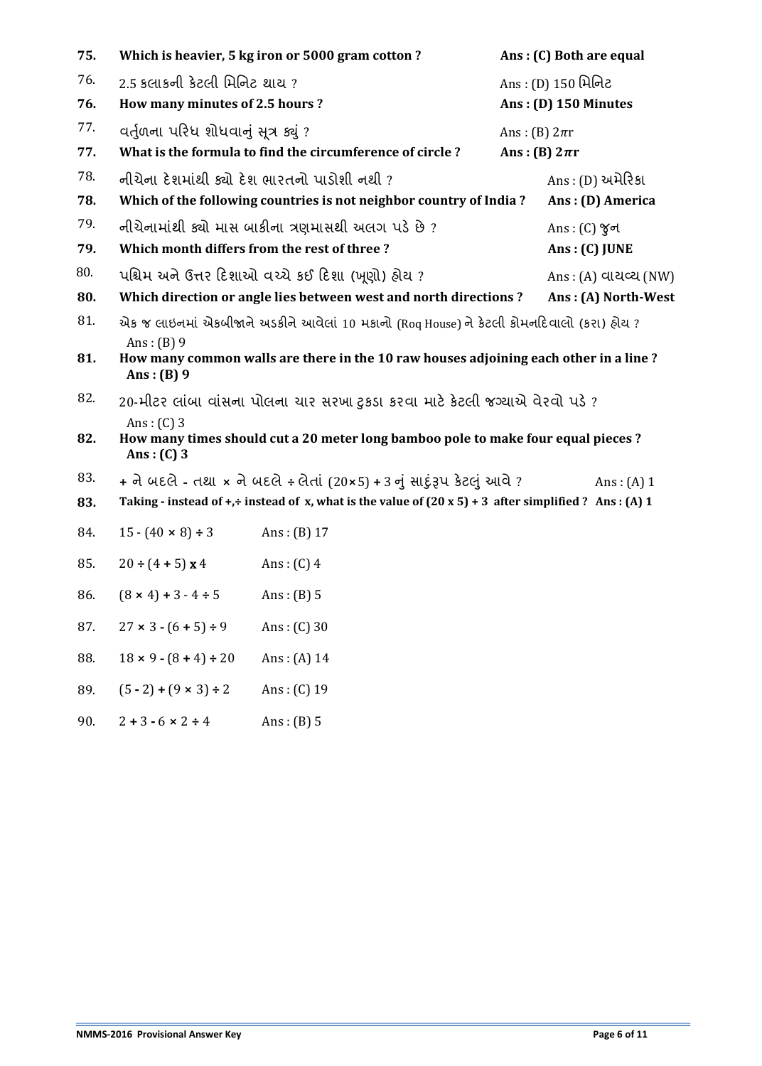**75.** **Which is heavier, 5 kg iron or 5000 gram cotton ?** **Ans : (C) Both are equal**

76. 2.5 કલાકની કેટલી મિનિટ થાય ? Ans : (D) 150 મિનિટ

**76.** **How many minutes of 2.5 hours ?** **Ans : (D) 150 Minutes**

77. વર્તુળના પરિઘ શોધવાનું સૂત્ર ક્યું ? Ans : (B) $2\pi r$

**77.** **What is the formula to find the circumference of circle ?** **Ans : (B) $2\pi r$**

78. નીચેના દેશમાંથી ક્યો દેશ ભારતનો પાડોશી નથી ? Ans : (D) અમેરિકા

**78.** **Which of the following countries is not neighbor country of India ?** **Ans : (D) America**

79. નીચેનામાંથી ક્યો માસ બાકીના ત્રણમાસથી અલગ પડે છે ? Ans : (C) જુન

**79.** **Which month differs from the rest of three ?** **Ans : (C) JUNE**

80. પશ્ચિમ અને ઉત્તર દિશાઓ વચ્ચે કઈ દિશા (ખૂણો) હોય ? Ans : (A) વાયવ્ય (NW)

**80.** **Which direction or angle lies between west and north directions ?** **Ans : (A) North-West**

81. એક જ લાઇનમાં એકબીજાને અડકીને આવેલાં 10 મકાનો (Roq House) ને કેટલી કોમનદિવાલો (કરા) હોય ?
Ans : (B) 9

**81.** **How many common walls are there in the 10 raw houses adjoining each other in a line ?**
**Ans : (B) 9**

82. 20-મીટર લાંબા વાંસના પોલના ચાર સરખા ટુકડા કરવા માટે કેટલી જગ્યાએ વેરવો પડે ?
Ans : (C) 3

**82.** **How many times should cut a 20 meter long bamboo pole to make four equal pieces ?**
**Ans : (C) 3**

83. + ને બદલે - તથા × ને બદલે ÷ લેતાં (20×5) + 3 નું સાદુંરૂપ કેટલું આવે ? Ans : (A) 1

**83.** **Taking - instead of +,÷ instead of x, what is the value of (20 x 5) + 3 after simplified ?** **Ans : (A) 1**

84. 15 - (40 × 8) ÷ 3 Ans : (B) 17

85. 20 ÷ (4 + 5) **x** 4 Ans : (C) 4

86. (8 × 4) + 3 - 4 ÷ 5 Ans : (B) 5

87. 27 × 3 - (6 + 5) ÷ 9 Ans : (C) 30

88. 18 × 9 - (8 + 4) ÷ 20 Ans : (A) 14

89. (5 - 2) + (9 × 3) ÷ 2 Ans : (C) 19

90. 2 + 3 - 6 × 2 ÷ 4 Ans : (B) 5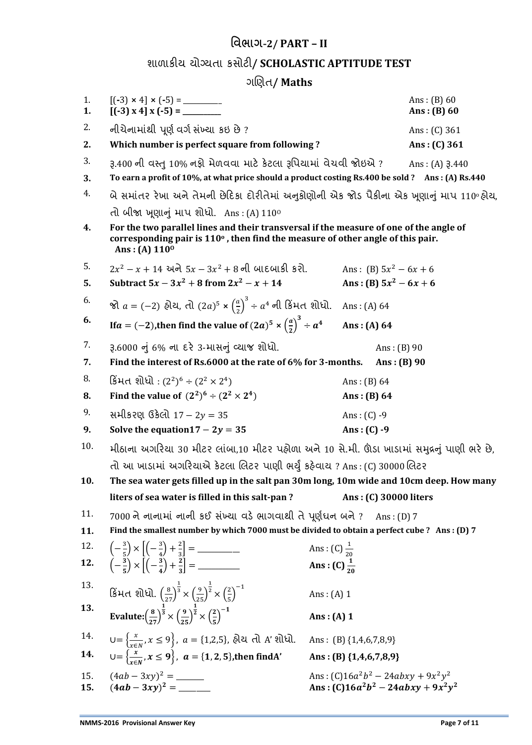# વિભાગ-2/ PART – II

## શાળાકીય યોગ્યતા કસોટી/ SCHOLASTIC APTITUDE TEST

### ગણિત/ Maths

1. $[(-3) \times 4] \times (-5) =$ ________ Ans : (B) 60

**1. [(-3) x 4] x (-5) = ________ Ans : (B) 60**

2. નીચેનામાંથી પૂર્ણ વર્ગ સંખ્યા કઇ છે ? Ans : (C) 361

**2. Which number is perfect square from following ? Ans : (C) 361**

3. રૂ.400 ની વસ્તુ 10% નફો મેળવવા માટે કેટલા રૂપિયામાં વેચવી જોઇએ ? Ans : (A) રૂ.440

**3. To earn a profit of 10%, at what price should a product costing Rs.400 be sold ? Ans : (A) Rs.440**

4. બે સમાંતર રેખા અને તેમની છેદિકા દોરીતેમાં અનુકોણોની એક જોડ પૈકીના એક ખૂણાનું માપ 110° હોય, તો બીજા ખૂણાનું માપ શોધો. Ans : (A) 110°

**4. For the two parallel lines and their transversal if the measure of one of the angle of corresponding pair is 110° , then find the measure of other angle of this pair. Ans : (A) 110°**

5. $2x^2 - x + 14$ અને $5x - 3x^2 + 8$ ની બાદબાકી કરો. Ans : (B) $5x^2 - 6x + 6$

**5. Subtract $5x - 3x^2 + 8$ from $2x^2 - x + 14$ Ans : (B) $5x^2 - 6x + 6$**

6. જો $a = (-2)$ હોય, તો $(2a)^5 \times \left(\frac{a}{2}\right)^3 \div a^4$ ની કિંમત શોધો. Ans : (A) 64

**6. If $a = (-2)$, then find the value of $(2a)^5 \times \left(\frac{a}{2}\right)^3 \div a^4$ Ans : (A) 64**

7. રૂ.6000 નું 6% ના દરે 3-માસનું વ્યાજ શોધો. Ans : (B) 90

**7. Find the interest of Rs.6000 at the rate of 6% for 3-months. Ans : (B) 90**

8. કિંમત શોધો : $(2^2)^6 \div (2^2 \times 2^4)$ Ans : (B) 64

**8. Find the value of $(2^2)^6 \div (2^2 \times 2^4)$ Ans : (B) 64**

9. સમીકરણ ઉકેલો $17 - 2y = 35$ Ans : (C) -9

**9. Solve the equation $17 - 2y = 35$ Ans : (C) -9**

10. મીઠાના અગરિયા 30 મીટર લાંબા,10 મીટર પહોળા અને 10 સે.મી. ઊંડા ખાડામાં સમુદ્રનું પાણી ભરે છે, તો આ ખાડામાં અગરિયાએ કેટલા લિટર પાણી ભર્યું કહેવાય ? Ans : (C) 30000 લિટર

**10. The sea water gets filled up in the salt pan 30m long, 10m wide and 10cm deep. How many liters of sea water is filled in this salt-pan ? Ans : (C) 30000 liters**

11. 7000 ને નાનામાં નાની કઈ સંખ્યા વડે ભાગવાથી તે પૂર્ણઘન બને ? Ans : (D) 7

**11. Find the smallest number by which 7000 must be divided to obtain a perfect cube ? Ans : (D) 7**

12. $\left(-\frac{3}{5}\right) \times \left[\left(-\frac{3}{4}\right) + \frac{2}{3}\right] =$ ________ Ans : (C) $\frac{1}{20}$

**12. $\left(-\frac{3}{5}\right) \times \left[\left(-\frac{3}{4}\right) + \frac{2}{3}\right] =$ ________ Ans : (C) $\frac{1}{20}$**

13. કિંમત શોધો. $\left(\frac{8}{27}\right)^{\frac{1}{3}} \times \left(\frac{9}{25}\right)^{\frac{1}{2}} \times \left(\frac{2}{5}\right)^{-1}$ Ans : (A) 1

**13. Evalute: $\left(\frac{8}{27}\right)^{\frac{1}{3}} \times \left(\frac{9}{25}\right)^{\frac{1}{2}} \times \left(\frac{2}{5}\right)^{-1}$ Ans : (A) 1**

14. $\cup = \left\{\frac{x}{x \in N}, x \leq 9\right\}$, $a = \{1,2,5\}$, હોય તો A' શોધો. Ans : (B) {1,4,6,7,8,9}

**14. $\cup = \left\{\frac{x}{x \in N}, x \leq 9\right\}$, $a = \{1, 2, 5\}$, then find A' Ans : (B) {1,4,6,7,8,9}**

15. $(4ab - 3xy)^2 =$ ______ Ans : (C) $16a^2b^2 - 24abxy + 9x^2y^2$

**15. $(4ab - 3xy)^2 =$ ______ Ans : (C) $16a^2b^2 - 24abxy + 9x^2y^2$**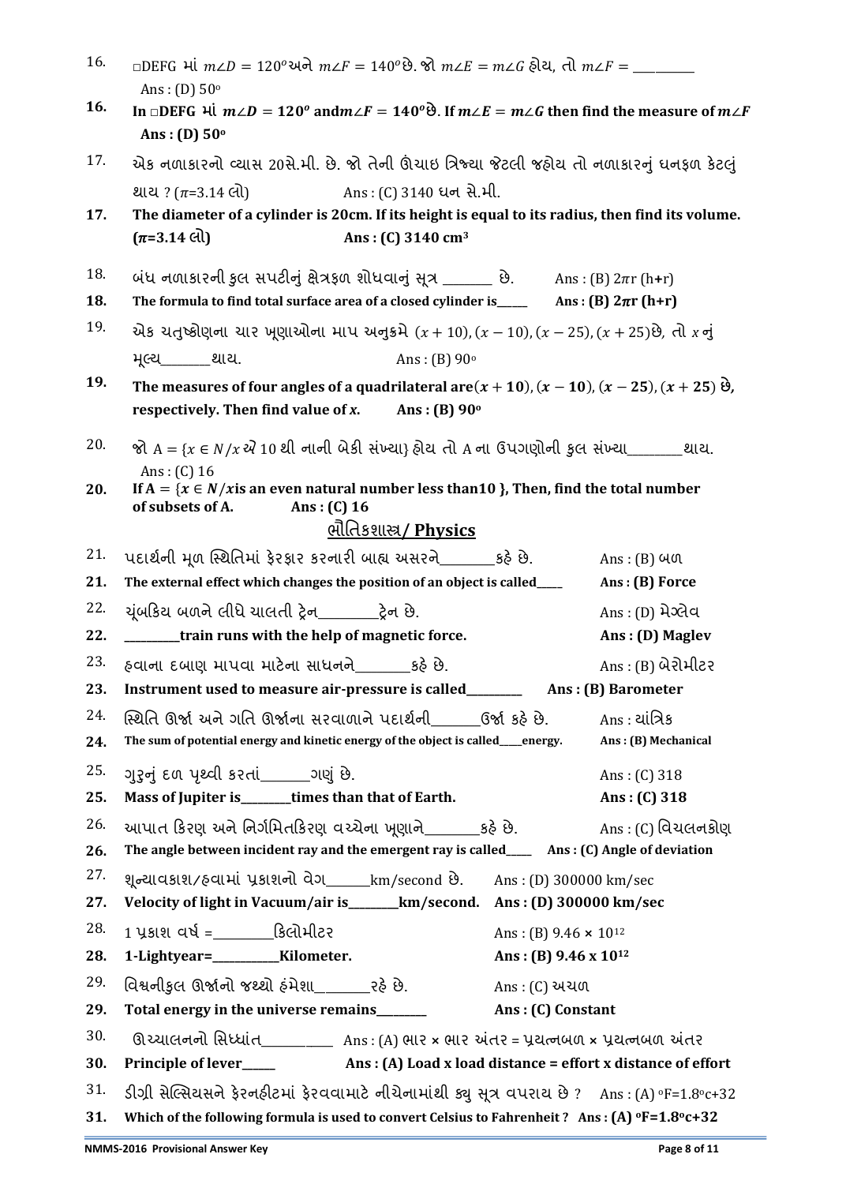16. □DEFG માં $m\angle D = 120^o$ અને $m\angle F = 140^o$ છે. જો $m\angle E = m\angle G$ હોય, તો $m\angle F$ = ________

Ans : (D) $50^o$

**16. In □DEFG માં $m\angle D = 120^o$ and $m\angle F = 140^o$ છે. If $m\angle E = m\angle G$ then find the measure of $m\angle F$**

**Ans : (D) $50^o$**

17. એક નળાકારનો વ્યાસ 20સે.મી. છે. જો તેની ઊંચાઇ ત્રિજ્યા જેટલી જહોય તો નળાકારનું ઘનફળ કેટલું થાય ? ($\pi$=3.14 લો) Ans : (C) 3140 ઘન સે.મી.

**17. The diameter of a cylinder is 20cm. If its height is equal to its radius, then find its volume. ($\pi$=3.14 લો) Ans : (C) 3140 $cm^3$**

18. બંધ નળાકારની કુલ સપટીનું ક્ષેત્રફળ શોધવાનું સૂત્ર ________ છે. Ans : (B) $2\pi r$ (h+r)

**18. The formula to find total surface area of a closed cylinder is_____ Ans : (B) $2\pi r$ (h+r)**

19. એક ચતુષ્કોણના ચાર ખૂણાઓના માપ અનુક્રમે $(x + 10), (x - 10), (x - 25), (x + 25)$ છે, તો $x$ નું મૂલ્ય________થાય. Ans : (B) $90^o$

**19. The measures of four angles of a quadrilateral are $(x + 10), (x - 10), (x - 25), (x + 25)$ છે, respectively. Then find value of $x$. Ans : (B) $90^o$**

20. જો A = {$x \in N$/$x$ એ 10 થી નાની બેકી સંખ્યા} હોય તો A ના ઉપગણોની કુલ સંખ્યા_________થાય.

Ans : (C) 16

**20. If A = {$x \in N$/$x$ is an even natural number less than10 }, Then, find the total number of subsets of A. Ans : (C) 16**

## ભૌતિકશાસ્ત્ર/ Physics

21. પદાર્થની મૂળ સ્થિતિમાં ફેરફાર કરનારી બાહ્ય અસરને_________કહે છે. Ans : (B) બળ

**21. The external effect which changes the position of an object is called____ Ans : (B) Force**

22. ચૂંબકિય બળને લીધે ચાલતી ટ્રેન_________ટ્રેન છે. Ans : (D) મેગ્લેવ

**22. _________train runs with the help of magnetic force. Ans : (D) Maglev**

23. હવાના દબાણ માપવા માટેના સાધનને________કહે છે. Ans : (B) બેરોમીટર

**23. Instrument used to measure air-pressure is called_________ Ans : (B) Barometer**

24. સ્થિતિ ઊર્જા અને ગતિ ઊર્જાના સરવાળાને પદાર્થની_______ઉર્જા કહે છે. Ans : યાંત્રિક

**24. The sum of potential energy and kinetic energy of the object is called____energy. Ans : (B) Mechanical**

25. ગુરૂનું દળ પૃથ્વી કરતાં_______ગણું છે. Ans : (C) 318

**25. Mass of Jupiter is________times than that of Earth. Ans : (C) 318**

26. આપાત કિરણ અને નિર્ગમિતકિરણ વચ્ચેના ખૂણાને________કહે છે. Ans : (C) વિચલનકોણ

**26. The angle between incident ray and the emergent ray is called____ Ans : (C) Angle of deviation**

27. શૂન્યાવકાશ/હવામાં પ્રકાશનો વેગ_______km/second છે. Ans : (D) 300000 km/sec

**27. Velocity of light in Vacuum/air is________km/second. Ans : (D) 300000 km/sec**

28. 1 પ્રકાશ વર્ષ =_________કિલોમીટર Ans : (B) 9.46 × $10^{12}$

**28. 1-Lightyear=___________Kilometer. Ans : (B) 9.46 x $10^{12}$**

29. વિશ્વનીકુલ ઊર્જાનો જથ્થો હંમેશા________રહે છે. Ans : (C) અચળ

**29. Total energy in the universe remains________ Ans : (C) Constant**

30. ઊચ્ચાલનનો સિધ્ધાંત___________ Ans : (A) ભાર × ભાર અંતર = પ્રયત્નબળ × પ્રયત્નબળ અંતર

**30. Principle of lever_____ Ans : (A) Load x load distance = effort x distance of effort**

31. ડીગ્રી સેલ્સિયસને ફેરનહીટમાં ફેરવવામાટે નીચેનામાંથી ક્યુ સૂત્ર વપરાય છે ? Ans : (A) $^oF=1.8^oc+32$

**31. Which of the following formula is used to convert Celsius to Fahrenheit ? Ans : (A) $^oF=1.8^oc+32$**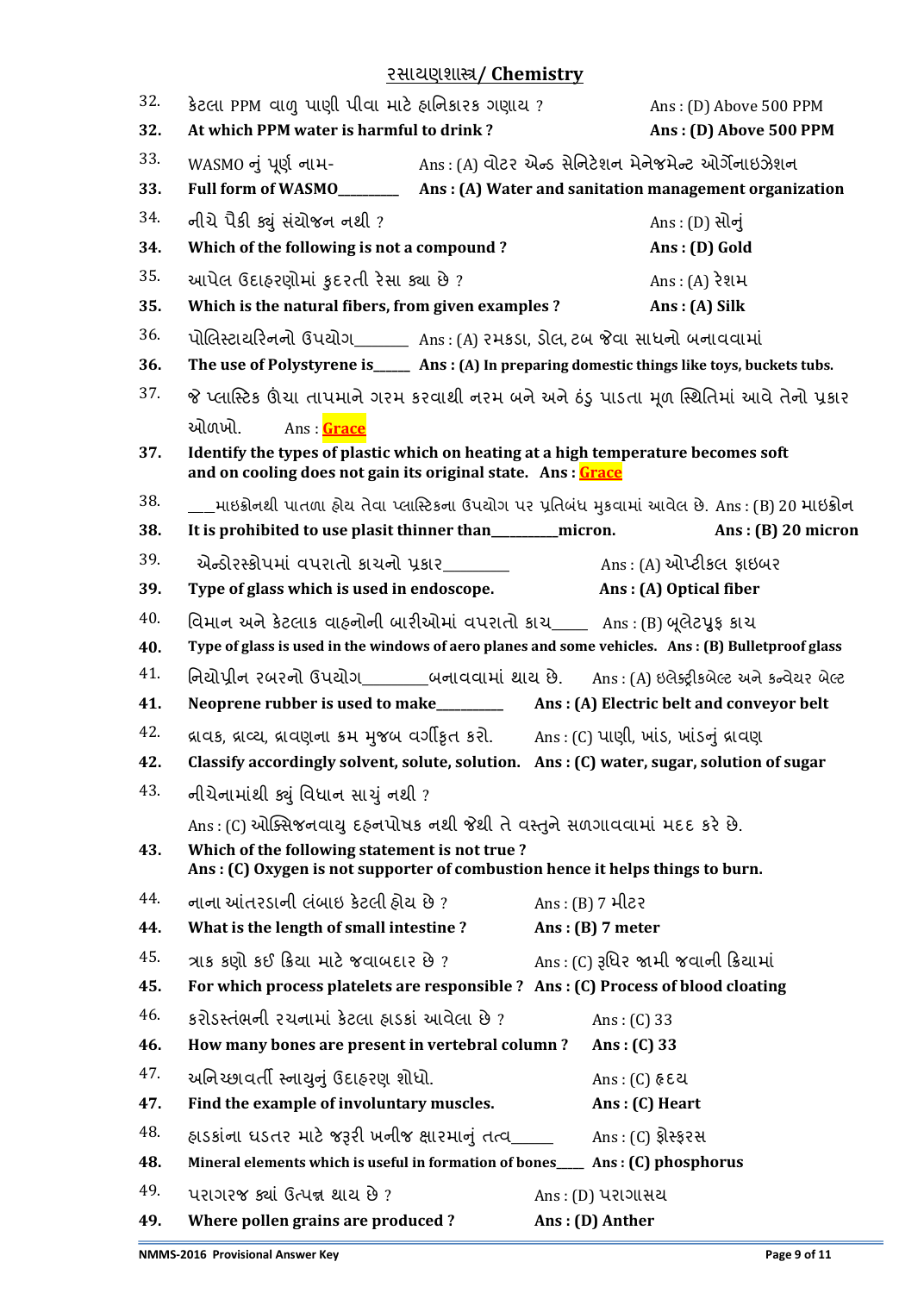## રસાયણશાસ્ત્ર/ Chemistry

32. કેટલા PPM વાળુ પાણી પીવા માટે હાનિકારક ગણાય ? Ans : (D) Above 500 PPM

**32. At which PPM water is harmful to drink ? Ans : (D) Above 500 PPM**

33. WASMO નું પૂર્ણ નામ- Ans : (A) વોટર એન્ડ સેનિટેશન મેનેજમેન્ટ ઓર્ગેનાઇઝેશન

**33. Full form of WASMO________ Ans : (A) Water and sanitation management organization**

34. નીચે પૈકી ક્યું સંયોજન નથી ? Ans : (D) સોનું

**34. Which of the following is not a compound ? Ans : (D) Gold**

35. આપેલ ઉદાહરણોમાં કુદરતી રેસા ક્યા છે ? Ans : (A) રેશમ

**35. Which is the natural fibers, from given examples ? Ans : (A) Silk**

36. પોલિસ્ટાયરિનનો ઉપયોગ_______ Ans : (A) રમકડા, ડોલ, ટબ જેવા સાધનો બનાવવામાં

**36. The use of Polystyrene is_____ Ans : (A) In preparing domestic things like toys, buckets tubs.**

37. જે પ્લાસ્ટિક ઊંચા તાપમાને ગરમ કરવાથી નરમ બને અને ઠંડુ પાડતા મૂળ સ્થિતિમાં આવે તેનો પ્રકાર ઓળખો. Ans : **Grace**

**37. Identify the types of plastic which on heating at a high temperature becomes soft and on cooling does not gain its original state. Ans : Grace**

38. ___માઇક્રોનથી પાતળા હોય તેવા પ્લાસ્ટિકના ઉપયોગ પર પ્રતિબંધ મુકવામાં આવેલ છે. Ans : (B) 20 માઇક્રોન

**38. It is prohibited to use plasit thinner than_________micron. Ans : (B) 20 micron**

39. એન્ડોસ્કોપમાં વપરાતો કાચનો પ્રકાર_________ Ans : (A) ઓપ્ટીકલ ફાઇબર

**39. Type of glass which is used in endoscope. Ans : (A) Optical fiber**

40. વિમાન અને કેટલાક વાહનોની બારીઓમાં વપરાતો કાચ_____ Ans : (B) બૂલેટપ્રૂફ કાચ

**40. Type of glass is used in the windows of aero planes and some vehicles. Ans : (B) Bulletproof glass**

41. નિયોપ્રીન રબરનો ઉપયોગ________બનાવવામાં થાય છે. Ans : (A) ઇલેક્ટ્રીકબેલ્ટ અને કન્વેયર બેલ્ટ

**41. Neoprene rubber is used to make_________ Ans : (A) Electric belt and conveyor belt**

42. દ્રાવક, દ્રાવ્ય, દ્રાવણના ક્રમ મુજબ વર્ગીકૃત કરો. Ans : (C) પાણી, ખાંડ, ખાંડનું દ્રાવણ

**42. Classify accordingly solvent, solute, solution. Ans : (C) water, sugar, solution of sugar**

43. નીચેનામાંથી ક્યું વિધાન સાચું નથી ?
Ans : (C) ઓક્સિજનવાયુ દહનપોષક નથી જેથી તે વસ્તુને સળગાવવામાં મદદ કરે છે.

**43. Which of the following statement is not true ?**
**Ans : (C) Oxygen is not supporter of combustion hence it helps things to burn.**

44. નાના આંતરડાની લંબાઇ કેટલી હોય છે ? Ans : (B) 7 મીટર

**44. What is the length of small intestine ? Ans : (B) 7 meter**

45. ત્રાક કણો કઈ ક્રિયા માટે જવાબદાર છે ? Ans : (C) રૂધિર જામી જવાની ક્રિયામાં

**45. For which process platelets are responsible ? Ans : (C) Process of blood cloating**

46. કરોડસ્તંભની રચનામાં કેટલા હાડકાં આવેલા છે ? Ans : (C) 33

**46. How many bones are present in vertebral column ? Ans : (C) 33**

47. અનિચ્છાવર્તી સ્નાયુનું ઉદાહરણ શોધો. Ans : (C) હૃદય

**47. Find the example of involuntary muscles. Ans : (C) Heart**

48. હાડકાંના ઘડતર માટે જરૂરી ખનીજ ક્ષારમાનું તત્વ_____ Ans : (C) ફોસ્ફરસ

**48. Mineral elements which is useful in formation of bones____ Ans : (C) phosphorus**

49. પરાગરજ ક્યાં ઉત્પન્ન થાય છે ? Ans : (D) પરાગાસય

**49. Where pollen grains are produced ? Ans : (D) Anther**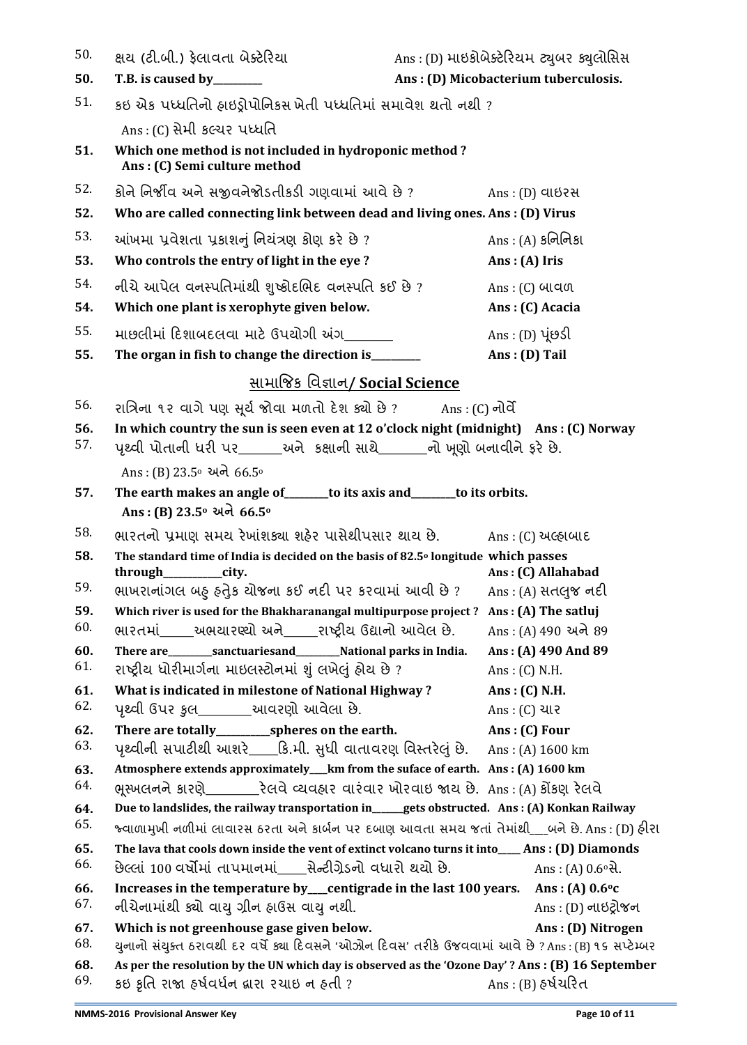50. ક્ષય (ટી.બી.) ફેલાવતા બેક્ટેરિયા Ans : (D) માઇકોબેક્ટેરિયમ ટ્યુબર ક્યુલોસિસ

**50. T.B. is caused by_________ Ans : (D) Micobacterium tuberculosis.**

51. કઇ એક પધ્ધતિનો હાઇડ્રોપોનિકસ ખેતી પધ્ધતિમાં સમાવેશ થતો નથી ?

Ans : (C) સેમી કલ્ચર પધ્ધતિ

**51. Which one method is not included in hydroponic method ?**
**Ans : (C) Semi culture method**

52. કોને નિર્જીવ અને સજીવનેજોડતીકડી ગણવામાં આવે છે ? Ans : (D) વાઇરસ

**52. Who are called connecting link between dead and living ones. Ans : (D) Virus**

53. આંખમા પ્રવેશતા પ્રકાશનું નિયંત્રણ કોણ કરે છે ? Ans : (A) કનિનિકા

**53. Who controls the entry of light in the eye ? Ans : (A) Iris**

54. નીચે આપેલ વનસ્પતિમાંથી શુષ્કોદભિદ વનસ્પતિ કઈ છે ? Ans : (C) બાવળ

**54. Which one plant is xerophyte given below. Ans : (C) Acacia**

55. માછલીમાં દિશાબદલવા માટે ઉપયોગી અંગ________ Ans : (D) પૂંછડી

**55. The organ in fish to change the direction is_________ Ans : (D) Tail**

## સામાજિક વિજ્ઞાન/ Social Science

56. રાત્રિના ૧૨ વાગે પણ સૂર્ય જોવા મળતો દેશ ક્યો છે ? Ans : (C) નોર્વે

**56. In which country the sun is seen even at 12 o'clock night (midnight) Ans : (C) Norway**

57. પૃથ્વી પોતાની ધરી પર_______અને કક્ષાની સાથે________નો ખૂણો બનાવીને ફરે છે.

Ans : (B) 23.5° અને 66.5°

**57. The earth makes an angle of________to its axis and________to its orbits.**
**Ans : (B) 23.5° અને 66.5°**

58. ભારતનો પ્રમાણ સમય રેખાંશક્યા શહેર પાસેથીપસાર થાય છે. Ans : (C) અલ્હાબાદ

**58. The standard time of India is decided on the basis of 82.5° longitude which passes through___________city. Ans : (C) Allahabad**

59. ભાખરાનાંગલ બહુ હેતુક યોજના કઈ નદી પર કરવામાં આવી છે ? Ans : (A) સતલુજ નદી

**59. Which river is used for the Bhakharanangal multipurpose project ? Ans : (A) The satluj**

60. ભારતમાં______અભયારણ્યો અને______રાષ્ટ્રીય ઉદ્યાનો આવેલ છે. Ans : (A) 490 અને 89

**60. There are________sanctuariesand________National parks in India. Ans : (A) 490 And 89**

61. રાષ્ટ્રીય ધોરીમાર્ગના માઇલસ્ટોનમાં શું લખેલું હોય છે ? Ans : (C) N.H.

**61. What is indicated in milestone of National Highway ? Ans : (C) N.H.**

62. પૃથ્વી ઉપર કુલ_________આવરણો આવેલા છે. Ans : (C) ચાર

**62. There are totally__________spheres on the earth. Ans : (C) Four**

63. પૃથ્વીની સપાટીથી આશરે_____કિ.મી. સુધી વાતાવરણ વિસ્તરેલું છે. Ans : (A) 1600 km

**63. Atmosphere extends approximately___km from the suface of earth. Ans : (A) 1600 km**

64. ભૂસ્ખલનને કારણે_________રેલવે વ્યવહાર વારંવાર ખોરવાઇ જાય છે. Ans : (A) કોંકણ રેલવે

**64. Due to landslides, the railway transportation in______gets obstructed. Ans : (A) Konkan Railway**

65. જ્વાળામુખી નળીમાં લાવારસ ઠરતા અને કાર્બન પર દબાણ આવતા સમય જતાં તેમાંથી___બને છે. Ans : (D) હીરા

**65. The lava that cools down inside the vent of extinct volcano turns it into____ Ans : (D) Diamonds**

66. છેલ્લાં 100 વર્ષોમાં તાપમાનમાં_____સેન્ટીગ્રેડનો વધારો થયો છે. Ans : (A) 0.6°સે.

**66. Increases in the temperature by___centigrade in the last 100 years. Ans : (A) 0.6°c**

67. નીચેનામાંથી ક્યો વાયુ ગ્રીન હાઉસ વાયુ નથી. Ans : (D) નાઇટ્રોજન

**67. Which is not greenhouse gase given below. Ans : (D) Nitrogen**

68. યુનાનો સંયુક્ત ઠરાવથી દર વર્ષે ક્યા દિવસને 'ઓઝોન દિવસ' તરીકે ઉજવવામાં આવે છે ? Ans : (B) ૧૬ સપ્ટેમ્બર

**68. As per the resolution by the UN which day is observed as the 'Ozone Day' ? Ans : (B) 16 September**

69. કઇ કૃતિ રાજા હર્ષવર્ધન દ્વારા રચાઇ ન હતી ? Ans : (B) હર્ષચરિત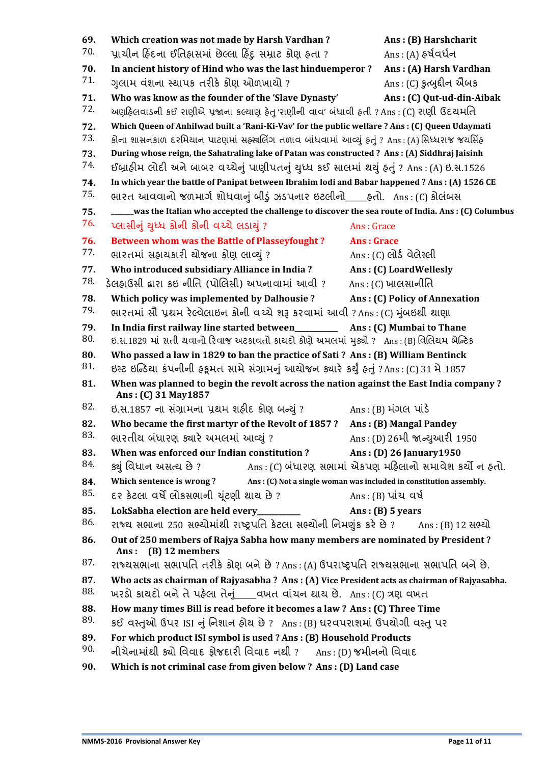**69. Which creation was not made by Harsh Vardhan ?** **Ans : (B) Harshcharit**

70. પ્રાચીન હિંદના ઈતિહાસમાં છેલ્લા હિંદુ સમ્રાટ કોણ હતા ? Ans : (A) હર્ષવર્ધન

**70. In ancient history of Hind who was the last hinduemperor ?** **Ans : (A) Harsh Vardhan**

71. ગુલામ વંશના સ્થાપક તરીકે કોણ ઓળખાયો ? Ans : (C) કુત્બુદ્દીન ઐબક

**71. Who was know as the founder of the 'Slave Dynasty'** **Ans : (C) Qut-ud-din-Aibak**

72. અણહિલવાડની કઈ રાણીએ પ્રજાના કલ્યાણ હેતુ 'રાણીની વાવ' બંધાવી હતી ? Ans : (C) રાણી ઉદયમતિ

**72. Which Queen of Anhilwad built a 'Rani-Ki-Vav' for the public welfare ? Ans : (C) Queen Udaymati**

73. કોના શાસનકાળ દરમિયાન પાટણમાં સહસ્ત્રલિંગ તળાવ બાંધવામાં આવ્યું હતું ? Ans : (A) સિધ્ધરાજ જયસિંહ

**73. During whose reign, the Sahatraling lake of Patan was constructed ? Ans : (A) Siddhraj Jaisinh**

74. ઈબ્રાહીમ લોદી અને બાબર વચ્ચેનું પાણીપતનું યુધ્ધ કઈ સાલમાં થયું હતું ? Ans : (A) ઇ.સ.1526

**74. In which year the battle of Panipat between Ibrahim lodi and Babar happened ? Ans : (A) 1526 CE**

75. ભારત આવવાનો જળમાર્ગ શોધવાનું બીડું ઝડપનાર ઇટલીનો____હતો. Ans : (C) કોલંબસ

**75. ______was the Italian who accepted the challenge to discover the sea route of India. Ans : (C) Columbus**

76. પ્લાસીનું યુધ્ધ કોની કોની વચ્ચે લડાયું ? Ans : Grace

**76. Between whom was the Battle of Plasseyfought ?** **Ans : Grace**

77. ભારતમાં સહાયકારી યોજના કોણ લાવ્યું ? Ans : (C) લૉર્ડ વેલેસ્લી

**77. Who introduced subsidiary Alliance in India ?** **Ans : (C) LoardWellesly**

78. ડેલહાઉસી દ્વારા કઇ નીતિ (પોલિસી) અપનાવામાં આવી ? Ans : (C) ખાલસાનીતિ

**78. Which policy was implemented by Dalhousie ?** **Ans : (C) Policy of Annexation**

79. ભારતમાં સૌ પ્રથમ રેલ્વેલાઇન કોની વચ્ચે શરૂ કરવામાં આવી ? Ans : (C) મુંબઇથી થાણા

**79. In India first railway line started between__________** **Ans : (C) Mumbai to Thane**

80. ઇ.સ.1829 માં સતી થવાનો રિવાજ અટકાવતો કાયદો કોણે અમલમાં મુક્યો ? Ans : (B) વિલિયમ બેન્ટિક

**80. Who passed a law in 1829 to ban the practice of Sati ? Ans : (B) William Bentinck**

81. ઇસ્ટ ઇન્ડિયા કંપનીની હકૂમત સામે સંગ્રામનું આયોજન ક્યારે કર્યું હતું ? Ans : (C) 31 મે 1857

**81. When was planned to begin the revolt across the nation against the East India company ? Ans : (C) 31 May1857**

82. ઇ.સ.1857 ના સંગ્રામના પ્રથમ શહીદ કોણ બન્યું ? Ans : (B) મંગલ પાંડે

**82. Who became the first martyr of the Revolt of 1857 ?** **Ans : (B) Mangal Pandey**

83. ભારતીય બંધારણ ક્યારે અમલમાં આવ્યું ? Ans : (D) 26મી જાન્યુઆરી 1950

**83. When was enforced our Indian constitution ?** **Ans : (D) 26 January1950**

84. ક્યું વિધાન અસત્ય છે ? Ans : (C) બંધારણ સભામાં એકપણ મહિલાનો સમાવેશ કર્યો ન હતો.

**84. Which sentence is wrong ?** **Ans : (C) Not a single woman was included in constitution assembly.**

85. દર કેટલા વર્ષે લોકસભાની ચૂંટણી થાય છે ? Ans : (B) પાંચ વર્ષ

**85. LokSabha election are held every__________** **Ans : (B) 5 years**

86. રાજ્ય સભાના 250 સભ્યોમાંથી રાષ્ટ્રપતિ કેટલા સભ્યોની નિમણુંક કરે છે ? Ans : (B) 12 સભ્યો

**86. Out of 250 members of Rajya Sabha how many members are nominated by President ? Ans : (B) 12 members**

87. રાજ્યસભાના સભાપતિ તરીકે કોણ બને છે ? Ans : (A) ઉપરાષ્ટ્રપતિ રાજ્યસભાના સભાપતિ બને છે.

**87. Who acts as chairman of Rajyasabha ? Ans : (A) Vice President acts as chairman of Rajyasabha.**

88. ખરડો કાયદો બને તે પહેલા તેનું____વખત વાંચન થાય છે. Ans : (C) ત્રણ વખત

**88. How many times Bill is read before it becomes a law ? Ans : (C) Three Time**

89. કઈ વસ્તુઓ ઉપર ISI નું નિશાન હોય છે ? Ans : (B) ઘરવપરાશમાં ઉપયોગી વસ્તુ પર

**89. For which product ISI symbol is used ? Ans : (B) Household Products**

90. નીચેનામાંથી ક્યો વિવાદ ફોજદારી વિવાદ નથી ? Ans : (D) જમીનનો વિવાદ

**90. Which is not criminal case from given below ? Ans : (D) Land case**